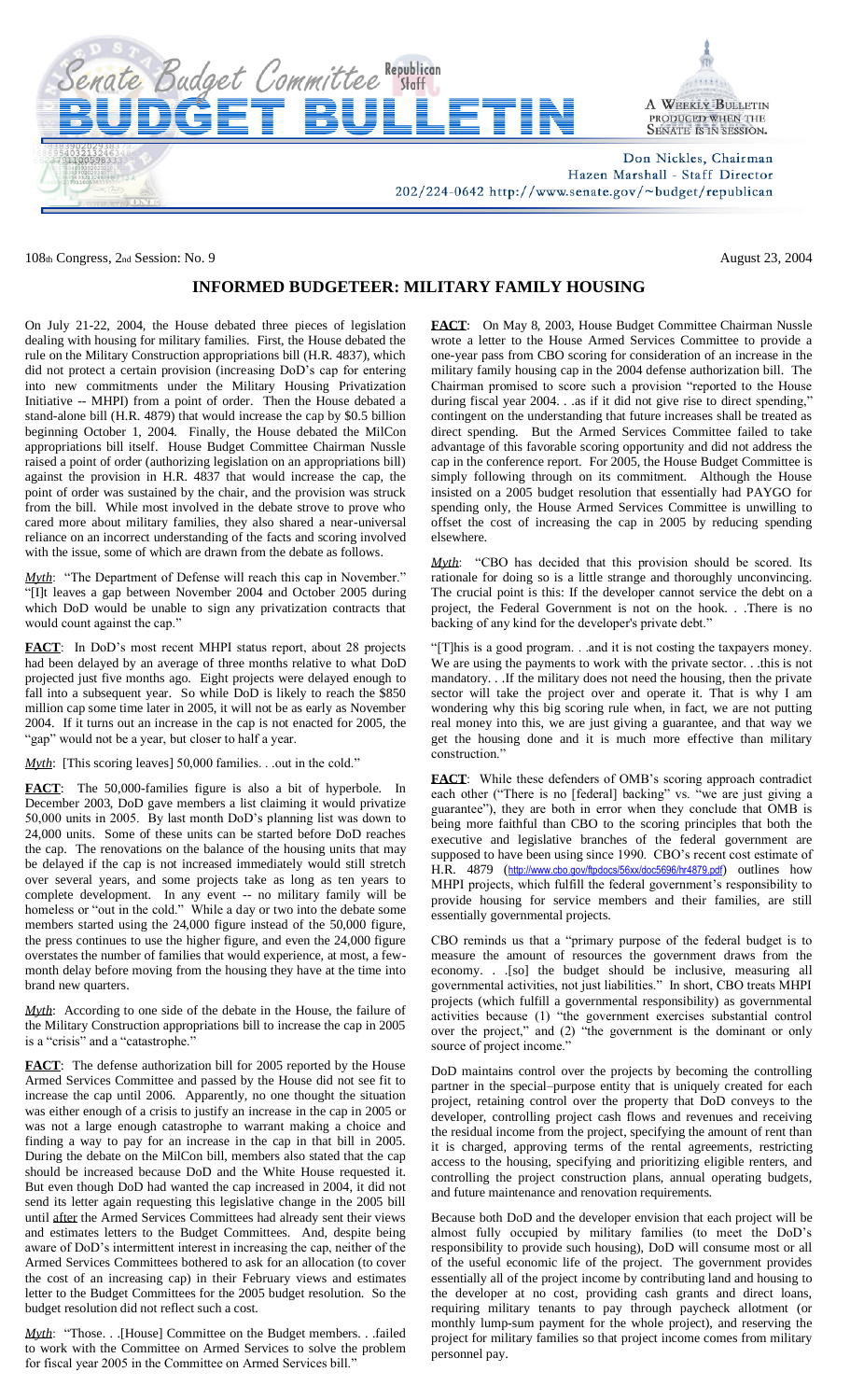# Senate Budget Committee Republican Staff BUDGET BULLETIN

A WEEKLY BULLETIN PRODUCED WHEN THE SENATE IS IN SESSION.

Don Nickles, Chairman
Hazen Marshall - Staff Director
202/224-0642 http://www.senate.gov/~budget/republican

108th Congress, 2nd Session: No. 9 August 23, 2004

## INFORMED BUDGETEER: MILITARY FAMILY HOUSING

On July 21-22, 2004, the House debated three pieces of legislation dealing with housing for military families. First, the House debated the rule on the Military Construction appropriations bill (H.R. 4837), which did not protect a certain provision (increasing DoD's cap for entering into new commitments under the Military Housing Privatization Initiative -- MHPI) from a point of order. Then the House debated a stand-alone bill (H.R. 4879) that would increase the cap by $0.5 billion beginning October 1, 2004. Finally, the House debated the MilCon appropriations bill itself. House Budget Committee Chairman Nussle raised a point of order (authorizing legislation on an appropriations bill) against the provision in H.R. 4837 that would increase the cap, the point of order was sustained by the chair, and the provision was struck from the bill. While most involved in the debate strove to prove who cared more about military families, they also shared a near-universal reliance on an incorrect understanding of the facts and scoring involved with the issue, some of which are drawn from the debate as follows.

***Myth***: "The Department of Defense will reach this cap in November." "[I]t leaves a gap between November 2004 and October 2005 during which DoD would be unable to sign any privatization contracts that would count against the cap."

**FACT**: In DoD's most recent MHPI status report, about 28 projects had been delayed by an average of three months relative to what DoD projected just five months ago. Eight projects were delayed enough to fall into a subsequent year. So while DoD is likely to reach the $850 million cap some time later in 2005, it will not be as early as November 2004. If it turns out an increase in the cap is not enacted for 2005, the "gap" would not be a year, but closer to half a year.

***Myth***: [This scoring leaves] 50,000 families. . .out in the cold."

**FACT**: The 50,000-families figure is also a bit of hyperbole. In December 2003, DoD gave members a list claiming it would privatize 50,000 units in 2005. By last month DoD's planning list was down to 24,000 units. Some of these units can be started before DoD reaches the cap. The renovations on the balance of the housing units that may be delayed if the cap is not increased immediately would still stretch over several years, and some projects take as long as ten years to complete development. In any event -- no military family will be homeless or "out in the cold." While a day or two into the debate some members started using the 24,000 figure instead of the 50,000 figure, the press continues to use the higher figure, and even the 24,000 figure overstates the number of families that would experience, at most, a few-month delay before moving from the housing they have at the time into brand new quarters.

***Myth***: According to one side of the debate in the House, the failure of the Military Construction appropriations bill to increase the cap in 2005 is a "crisis" and a "catastrophe."

**FACT**: The defense authorization bill for 2005 reported by the House Armed Services Committee and passed by the House did not see fit to increase the cap until 2006. Apparently, no one thought the situation was either enough of a crisis to justify an increase in the cap in 2005 or was not a large enough catastrophe to warrant making a choice and finding a way to pay for an increase in the cap in that bill in 2005. During the debate on the MilCon bill, members also stated that the cap should be increased because DoD and the White House requested it. But even though DoD had wanted the cap increased in 2004, it did not send its letter again requesting this legislative change in the 2005 bill until after the Armed Services Committees had already sent their views and estimates letters to the Budget Committees. And, despite being aware of DoD's intermittent interest in increasing the cap, neither of the Armed Services Committees bothered to ask for an allocation (to cover the cost of an increasing cap) in their February views and estimates letter to the Budget Committees for the 2005 budget resolution. So the budget resolution did not reflect such a cost.

***Myth***: "Those. . .[House] Committee on the Budget members. . .failed to work with the Committee on Armed Services to solve the problem for fiscal year 2005 in the Committee on Armed Services bill."

**FACT**: On May 8, 2003, House Budget Committee Chairman Nussle wrote a letter to the House Armed Services Committee to provide a one-year pass from CBO scoring for consideration of an increase in the military family housing cap in the 2004 defense authorization bill. The Chairman promised to score such a provision "reported to the House during fiscal year 2004. . .as if it did not give rise to direct spending," contingent on the understanding that future increases shall be treated as direct spending. But the Armed Services Committee failed to take advantage of this favorable scoring opportunity and did not address the cap in the conference report. For 2005, the House Budget Committee is simply following through on its commitment. Although the House insisted on a 2005 budget resolution that essentially had PAYGO for spending only, the House Armed Services Committee is unwilling to offset the cost of increasing the cap in 2005 by reducing spending elsewhere.

***Myth***: "CBO has decided that this provision should be scored. Its rationale for doing so is a little strange and thoroughly unconvincing. The crucial point is this: If the developer cannot service the debt on a project, the Federal Government is not on the hook. . .There is no backing of any kind for the developer's private debt."

"[T]his is a good program. . .and it is not costing the taxpayers money. We are using the payments to work with the private sector. . .this is not mandatory. . .If the military does not need the housing, then the private sector will take the project over and operate it. That is why I am wondering why this big scoring rule when, in fact, we are not putting real money into this, we are just giving a guarantee, and that way we get the housing done and it is much more effective than military construction."

**FACT**: While these defenders of OMB's scoring approach contradict each other ("There is no [federal] backing" vs. "we are just giving a guarantee"), they are both in error when they conclude that OMB is being more faithful than CBO to the scoring principles that both the executive and legislative branches of the federal government are supposed to have been using since 1990. CBO's recent cost estimate of H.R. 4879 (http://www.cbo.gov/ftpdocs/56xx/doc5696/hr4879.pdf) outlines how MHPI projects, which fulfill the federal government's responsibility to provide housing for service members and their families, are still essentially governmental projects.

CBO reminds us that a "primary purpose of the federal budget is to measure the amount of resources the government draws from the economy. . .[so] the budget should be inclusive, measuring all governmental activities, not just liabilities." In short, CBO treats MHPI projects (which fulfill a governmental responsibility) as governmental activities because (1) "the government exercises substantial control over the project," and (2) "the government is the dominant or only source of project income."

DoD maintains control over the projects by becoming the controlling partner in the special–purpose entity that is uniquely created for each project, retaining control over the property that DoD conveys to the developer, controlling project cash flows and revenues and receiving the residual income from the project, specifying the amount of rent than it is charged, approving terms of the rental agreements, restricting access to the housing, specifying and prioritizing eligible renters, and controlling the project construction plans, annual operating budgets, and future maintenance and renovation requirements.

Because both DoD and the developer envision that each project will be almost fully occupied by military families (to meet the DoD's responsibility to provide such housing), DoD will consume most or all of the useful economic life of the project. The government provides essentially all of the project income by contributing land and housing to the developer at no cost, providing cash grants and direct loans, requiring military tenants to pay through paycheck allotment (or monthly lump-sum payment for the whole project), and reserving the project for military families so that project income comes from military personnel pay.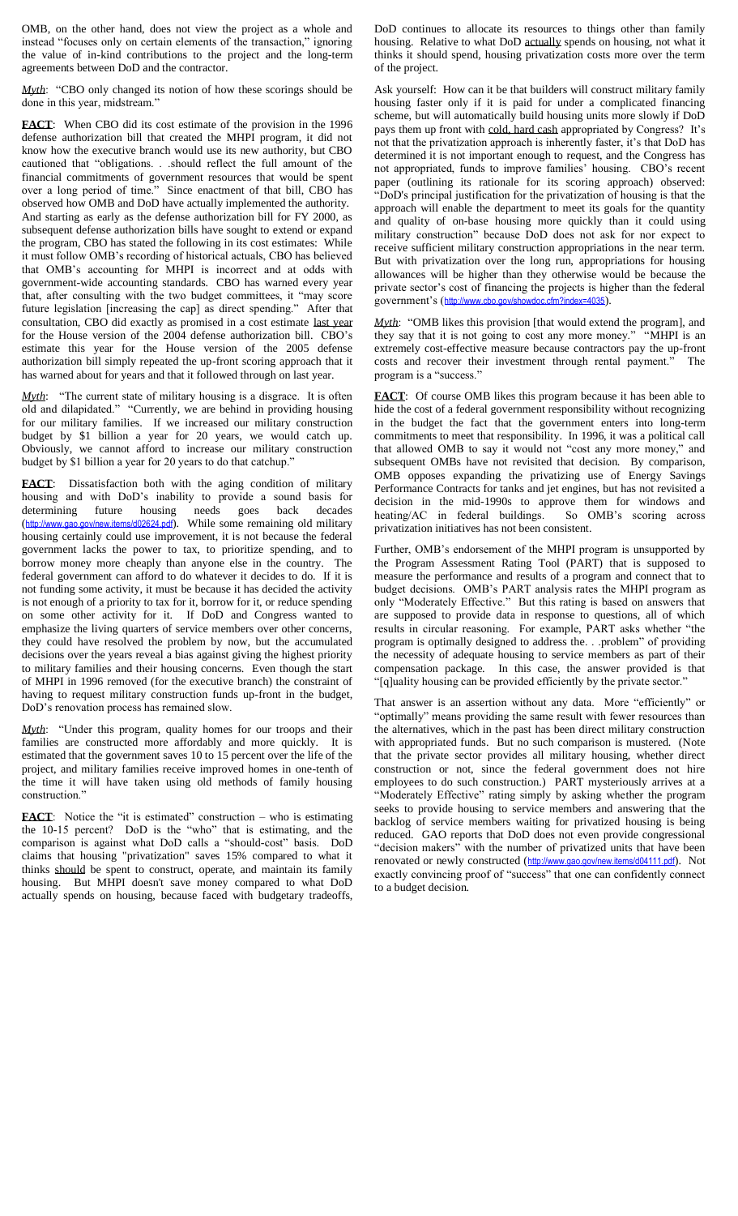OMB, on the other hand, does not view the project as a whole and instead "focuses only on certain elements of the transaction," ignoring the value of in-kind contributions to the project and the long-term agreements between DoD and the contractor.

*Myth*: "CBO only changed its notion of how these scorings should be done in this year, midstream."

**FACT**: When CBO did its cost estimate of the provision in the 1996 defense authorization bill that created the MHPI program, it did not know how the executive branch would use its new authority, but CBO cautioned that "obligations. . .should reflect the full amount of the financial commitments of government resources that would be spent over a long period of time." Since enactment of that bill, CBO has observed how OMB and DoD have actually implemented the authority. And starting as early as the defense authorization bill for FY 2000, as subsequent defense authorization bills have sought to extend or expand the program, CBO has stated the following in its cost estimates: While it must follow OMB's recording of historical actuals, CBO has believed that OMB's accounting for MHPI is incorrect and at odds with government-wide accounting standards. CBO has warned every year that, after consulting with the two budget committees, it "may score future legislation [increasing the cap] as direct spending." After that consultation, CBO did exactly as promised in a cost estimate last year for the House version of the 2004 defense authorization bill. CBO's estimate this year for the House version of the 2005 defense authorization bill simply repeated the up-front scoring approach that it has warned about for years and that it followed through on last year.

*Myth*: "The current state of military housing is a disgrace. It is often old and dilapidated." "Currently, we are behind in providing housing for our military families. If we increased our military construction budget by $1 billion a year for 20 years, we would catch up. Obviously, we cannot afford to increase our military construction budget by $1 billion a year for 20 years to do that catchup."

**FACT**: Dissatisfaction both with the aging condition of military housing and with DoD's inability to provide a sound basis for determining future housing needs goes back decades (http://www.gao.gov/new.items/d02624.pdf). While some remaining old military housing certainly could use improvement, it is not because the federal government lacks the power to tax, to prioritize spending, and to borrow money more cheaply than anyone else in the country. The federal government can afford to do whatever it decides to do. If it is not funding some activity, it must be because it has decided the activity is not enough of a priority to tax for it, borrow for it, or reduce spending on some other activity for it. If DoD and Congress wanted to emphasize the living quarters of service members over other concerns, they could have resolved the problem by now, but the accumulated decisions over the years reveal a bias against giving the highest priority to military families and their housing concerns. Even though the start of MHPI in 1996 removed (for the executive branch) the constraint of having to request military construction funds up-front in the budget, DoD's renovation process has remained slow.

*Myth*: "Under this program, quality homes for our troops and their families are constructed more affordably and more quickly. It is estimated that the government saves 10 to 15 percent over the life of the project, and military families receive improved homes in one-tenth of the time it will have taken using old methods of family housing construction."

**FACT**: Notice the "it is estimated" construction – who is estimating the 10-15 percent? DoD is the "who" that is estimating, and the comparison is against what DoD calls a "should-cost" basis. DoD claims that housing "privatization" saves 15% compared to what it thinks should be spent to construct, operate, and maintain its family housing. But MHPI doesn't save money compared to what DoD actually spends on housing, because faced with budgetary tradeoffs, DoD continues to allocate its resources to things other than family housing. Relative to what DoD actually spends on housing, not what it thinks it should spend, housing privatization costs more over the term of the project.

Ask yourself: How can it be that builders will construct military family housing faster only if it is paid for under a complicated financing scheme, but will automatically build housing units more slowly if DoD pays them up front with cold, hard cash appropriated by Congress? It's not that the privatization approach is inherently faster, it's that DoD has determined it is not important enough to request, and the Congress has not appropriated, funds to improve families' housing. CBO's recent paper (outlining its rationale for its scoring approach) observed: "DoD's principal justification for the privatization of housing is that the approach will enable the department to meet its goals for the quantity and quality of on-base housing more quickly than it could using military construction" because DoD does not ask for nor expect to receive sufficient military construction appropriations in the near term. But with privatization over the long run, appropriations for housing allowances will be higher than they otherwise would be because the private sector's cost of financing the projects is higher than the federal government's (http://www.cbo.gov/showdoc.cfm?index=4035).

*Myth*: "OMB likes this provision [that would extend the program], and they say that it is not going to cost any more money." "MHPI is an extremely cost-effective measure because contractors pay the up-front costs and recover their investment through rental payment." The program is a "success."

**FACT**: Of course OMB likes this program because it has been able to hide the cost of a federal government responsibility without recognizing in the budget the fact that the government enters into long-term commitments to meet that responsibility. In 1996, it was a political call that allowed OMB to say it would not "cost any more money," and subsequent OMBs have not revisited that decision. By comparison, OMB opposes expanding the privatizing use of Energy Savings Performance Contracts for tanks and jet engines, but has not revisited a decision in the mid-1990s to approve them for windows and heating/AC in federal buildings. So OMB's scoring across privatization initiatives has not been consistent.

Further, OMB's endorsement of the MHPI program is unsupported by the Program Assessment Rating Tool (PART) that is supposed to measure the performance and results of a program and connect that to budget decisions. OMB's PART analysis rates the MHPI program as only "Moderately Effective." But this rating is based on answers that are supposed to provide data in response to questions, all of which results in circular reasoning. For example, PART asks whether "the program is optimally designed to address the. . .problem" of providing the necessity of adequate housing to service members as part of their compensation package. In this case, the answer provided is that "[q]uality housing can be provided efficiently by the private sector."

That answer is an assertion without any data. More "efficiently" or "optimally" means providing the same result with fewer resources than the alternatives, which in the past has been direct military construction with appropriated funds. But no such comparison is mustered. (Note that the private sector provides all military housing, whether direct construction or not, since the federal government does not hire employees to do such construction.) PART mysteriously arrives at a "Moderately Effective" rating simply by asking whether the program seeks to provide housing to service members and answering that the backlog of service members waiting for privatized housing is being reduced. GAO reports that DoD does not even provide congressional "decision makers" with the number of privatized units that have been renovated or newly constructed (http://www.gao.gov/new.items/d04111.pdf). Not exactly convincing proof of "success" that one can confidently connect to a budget decision.